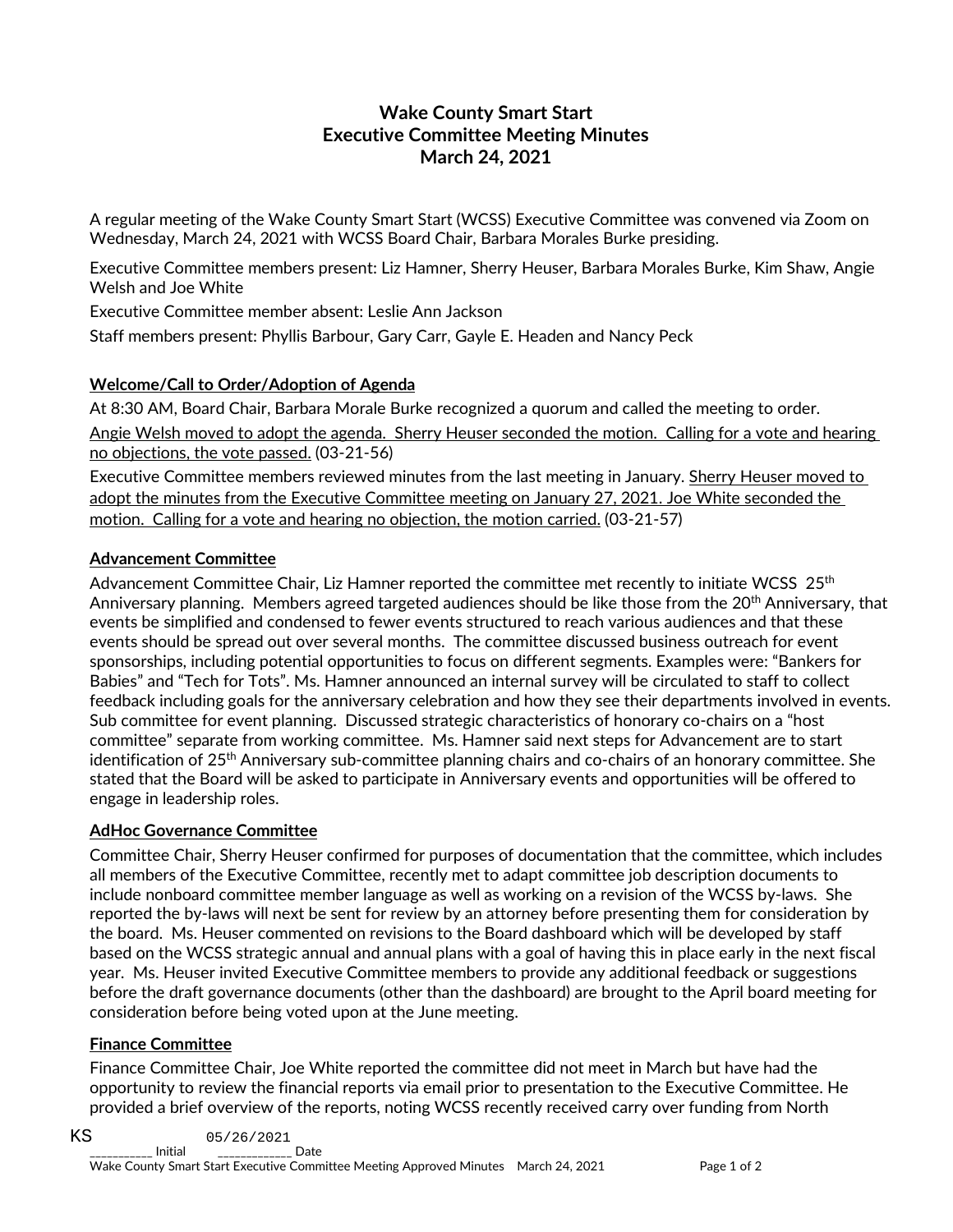# Wake County Smart Start
## Executive Committee Meeting Minutes
## March 24, 2021

A regular meeting of the Wake County Smart Start (WCSS) Executive Committee was convened via Zoom on Wednesday, March 24, 2021 with WCSS Board Chair, Barbara Morales Burke presiding.

Executive Committee members present: Liz Hamner, Sherry Heuser, Barbara Morales Burke, Kim Shaw, Angie Welsh and Joe White

Executive Committee member absent: Leslie Ann Jackson

Staff members present: Phyllis Barbour, Gary Carr, Gayle E. Headen and Nancy Peck

### Welcome/Call to Order/Adoption of Agenda

At 8:30 AM, Board Chair, Barbara Morale Burke recognized a quorum and called the meeting to order.

Angie Welsh moved to adopt the agenda. Sherry Heuser seconded the motion. Calling for a vote and hearing no objections, the vote passed. (03-21-56)

Executive Committee members reviewed minutes from the last meeting in January. Sherry Heuser moved to adopt the minutes from the Executive Committee meeting on January 27, 2021. Joe White seconded the motion. Calling for a vote and hearing no objection, the motion carried. (03-21-57)

### Advancement Committee

Advancement Committee Chair, Liz Hamner reported the committee met recently to initiate WCSS 25th Anniversary planning. Members agreed targeted audiences should be like those from the 20th Anniversary, that events be simplified and condensed to fewer events structured to reach various audiences and that these events should be spread out over several months. The committee discussed business outreach for event sponsorships, including potential opportunities to focus on different segments. Examples were: "Bankers for Babies" and "Tech for Tots". Ms. Hamner announced an internal survey will be circulated to staff to collect feedback including goals for the anniversary celebration and how they see their departments involved in events. Sub committee for event planning. Discussed strategic characteristics of honorary co-chairs on a "host committee" separate from working committee. Ms. Hamner said next steps for Advancement are to start identification of 25th Anniversary sub-committee planning chairs and co-chairs of an honorary committee. She stated that the Board will be asked to participate in Anniversary events and opportunities will be offered to engage in leadership roles.

### AdHoc Governance Committee

Committee Chair, Sherry Heuser confirmed for purposes of documentation that the committee, which includes all members of the Executive Committee, recently met to adapt committee job description documents to include nonboard committee member language as well as working on a revision of the WCSS by-laws. She reported the by-laws will next be sent for review by an attorney before presenting them for consideration by the board. Ms. Heuser commented on revisions to the Board dashboard which will be developed by staff based on the WCSS strategic annual and annual plans with a goal of having this in place early in the next fiscal year. Ms. Heuser invited Executive Committee members to provide any additional feedback or suggestions before the draft governance documents (other than the dashboard) are brought to the April board meeting for consideration before being voted upon at the June meeting.

### Finance Committee

Finance Committee Chair, Joe White reported the committee did not meet in March but have had the opportunity to review the financial reports via email prior to presentation to the Executive Committee. He provided a brief overview of the reports, noting WCSS recently received carry over funding from North

KS 05/26/2021
___________ Initial ____________ Date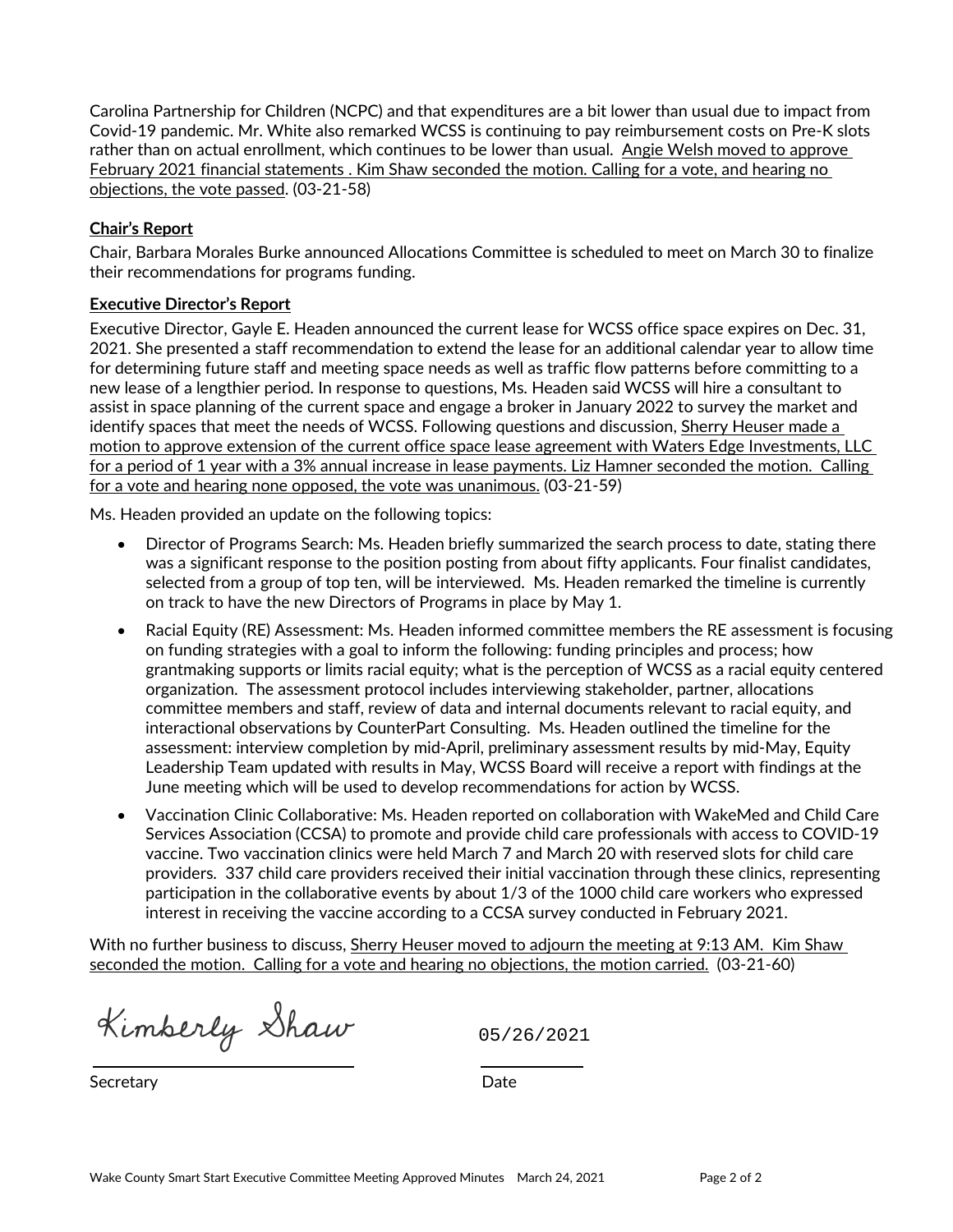Carolina Partnership for Children (NCPC) and that expenditures are a bit lower than usual due to impact from Covid-19 pandemic. Mr. White also remarked WCSS is continuing to pay reimbursement costs on Pre-K slots rather than on actual enrollment, which continues to be lower than usual. Angie Welsh moved to approve February 2021 financial statements . Kim Shaw seconded the motion. Calling for a vote, and hearing no objections, the vote passed. (03-21-58)

**Chair's Report**

Chair, Barbara Morales Burke announced Allocations Committee is scheduled to meet on March 30 to finalize their recommendations for programs funding.

**Executive Director's Report**

Executive Director, Gayle E. Headen announced the current lease for WCSS office space expires on Dec. 31, 2021. She presented a staff recommendation to extend the lease for an additional calendar year to allow time for determining future staff and meeting space needs as well as traffic flow patterns before committing to a new lease of a lengthier period. In response to questions, Ms. Headen said WCSS will hire a consultant to assist in space planning of the current space and engage a broker in January 2022 to survey the market and identify spaces that meet the needs of WCSS. Following questions and discussion, Sherry Heuser made a motion to approve extension of the current office space lease agreement with Waters Edge Investments, LLC for a period of 1 year with a 3% annual increase in lease payments. Liz Hamner seconded the motion. Calling for a vote and hearing none opposed, the vote was unanimous. (03-21-59)

Ms. Headen provided an update on the following topics:

- Director of Programs Search: Ms. Headen briefly summarized the search process to date, stating there was a significant response to the position posting from about fifty applicants. Four finalist candidates, selected from a group of top ten, will be interviewed. Ms. Headen remarked the timeline is currently on track to have the new Directors of Programs in place by May 1.
- Racial Equity (RE) Assessment: Ms. Headen informed committee members the RE assessment is focusing on funding strategies with a goal to inform the following: funding principles and process; how grantmaking supports or limits racial equity; what is the perception of WCSS as a racial equity centered organization. The assessment protocol includes interviewing stakeholder, partner, allocations committee members and staff, review of data and internal documents relevant to racial equity, and interactional observations by CounterPart Consulting. Ms. Headen outlined the timeline for the assessment: interview completion by mid-April, preliminary assessment results by mid-May, Equity Leadership Team updated with results in May, WCSS Board will receive a report with findings at the June meeting which will be used to develop recommendations for action by WCSS.
- Vaccination Clinic Collaborative: Ms. Headen reported on collaboration with WakeMed and Child Care Services Association (CCSA) to promote and provide child care professionals with access to COVID-19 vaccine. Two vaccination clinics were held March 7 and March 20 with reserved slots for child care providers. 337 child care providers received their initial vaccination through these clinics, representing participation in the collaborative events by about 1/3 of the 1000 child care workers who expressed interest in receiving the vaccine according to a CCSA survey conducted in February 2021.

With no further business to discuss, Sherry Heuser moved to adjourn the meeting at 9:13 AM. Kim Shaw seconded the motion. Calling for a vote and hearing no objections, the motion carried. (03-21-60)

Kimberly Shaw

Secretary

05/26/2021

Date